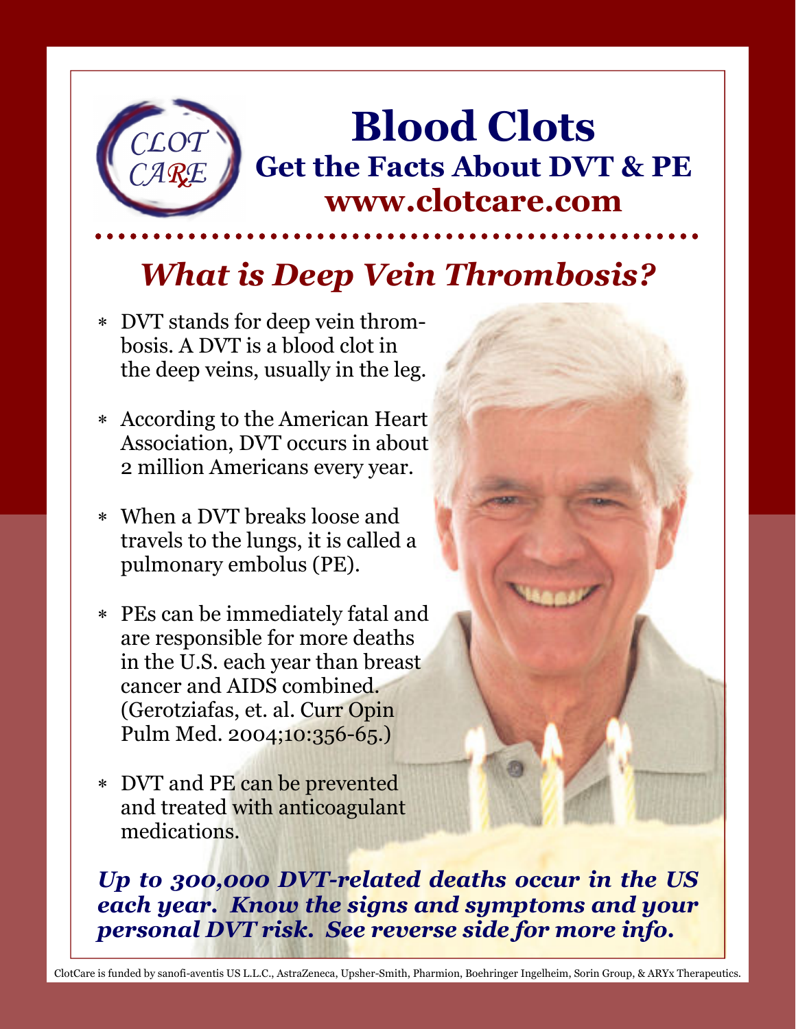CLOT CARE

# Blood Clots

## Get the Facts About DVT & PE

## www.clotcare.com

## *What is Deep Vein Thrombosis?*

- DVT stands for deep vein thrombosis. A DVT is a blood clot in the deep veins, usually in the leg.
- According to the American Heart Association, DVT occurs in about 2 million Americans every year.
- When a DVT breaks loose and travels to the lungs, it is called a pulmonary embolus (PE).
- PEs can be immediately fatal and are responsible for more deaths in the U.S. each year than breast cancer and AIDS combined. (Gerotziafas, et. al. Curr Opin Pulm Med. 2004;10:356-65.)
- DVT and PE can be prevented and treated with anticoagulant medications.

***Up to 300,000 DVT-related deaths occur in the US each year. Know the signs and symptoms and your personal DVT risk. See reverse side for more info.***

ClotCare is funded by sanofi-aventis US L.L.C., AstraZeneca, Upsher-Smith, Pharmion, Boehringer Ingelheim, Sorin Group, & ARYx Therapeutics.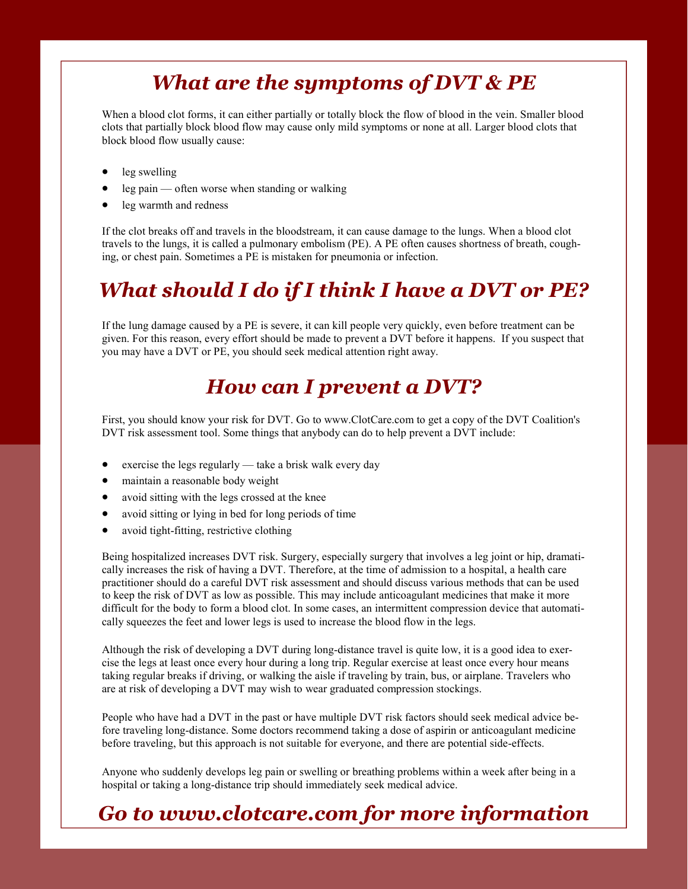## *What are the symptoms of DVT & PE*

When a blood clot forms, it can either partially or totally block the flow of blood in the vein. Smaller blood clots that partially block blood flow may cause only mild symptoms or none at all. Larger blood clots that block blood flow usually cause:

- leg swelling
- leg pain — often worse when standing or walking
- leg warmth and redness

If the clot breaks off and travels in the bloodstream, it can cause damage to the lungs. When a blood clot travels to the lungs, it is called a pulmonary embolism (PE). A PE often causes shortness of breath, coughing, or chest pain. Sometimes a PE is mistaken for pneumonia or infection.

## *What should I do if I think I have a DVT or PE?*

If the lung damage caused by a PE is severe, it can kill people very quickly, even before treatment can be given. For this reason, every effort should be made to prevent a DVT before it happens. If you suspect that you may have a DVT or PE, you should seek medical attention right away.

## *How can I prevent a DVT?*

First, you should know your risk for DVT. Go to www.ClotCare.com to get a copy of the DVT Coalition's DVT risk assessment tool. Some things that anybody can do to help prevent a DVT include:

- exercise the legs regularly — take a brisk walk every day
- maintain a reasonable body weight
- avoid sitting with the legs crossed at the knee
- avoid sitting or lying in bed for long periods of time
- avoid tight-fitting, restrictive clothing

Being hospitalized increases DVT risk. Surgery, especially surgery that involves a leg joint or hip, dramatically increases the risk of having a DVT. Therefore, at the time of admission to a hospital, a health care practitioner should do a careful DVT risk assessment and should discuss various methods that can be used to keep the risk of DVT as low as possible. This may include anticoagulant medicines that make it more difficult for the body to form a blood clot. In some cases, an intermittent compression device that automatically squeezes the feet and lower legs is used to increase the blood flow in the legs.

Although the risk of developing a DVT during long-distance travel is quite low, it is a good idea to exercise the legs at least once every hour during a long trip. Regular exercise at least once every hour means taking regular breaks if driving, or walking the aisle if traveling by train, bus, or airplane. Travelers who are at risk of developing a DVT may wish to wear graduated compression stockings.

People who have had a DVT in the past or have multiple DVT risk factors should seek medical advice before traveling long-distance. Some doctors recommend taking a dose of aspirin or anticoagulant medicine before traveling, but this approach is not suitable for everyone, and there are potential side-effects.

Anyone who suddenly develops leg pain or swelling or breathing problems within a week after being in a hospital or taking a long-distance trip should immediately seek medical advice.

## *Go to www.clotcare.com for more information*